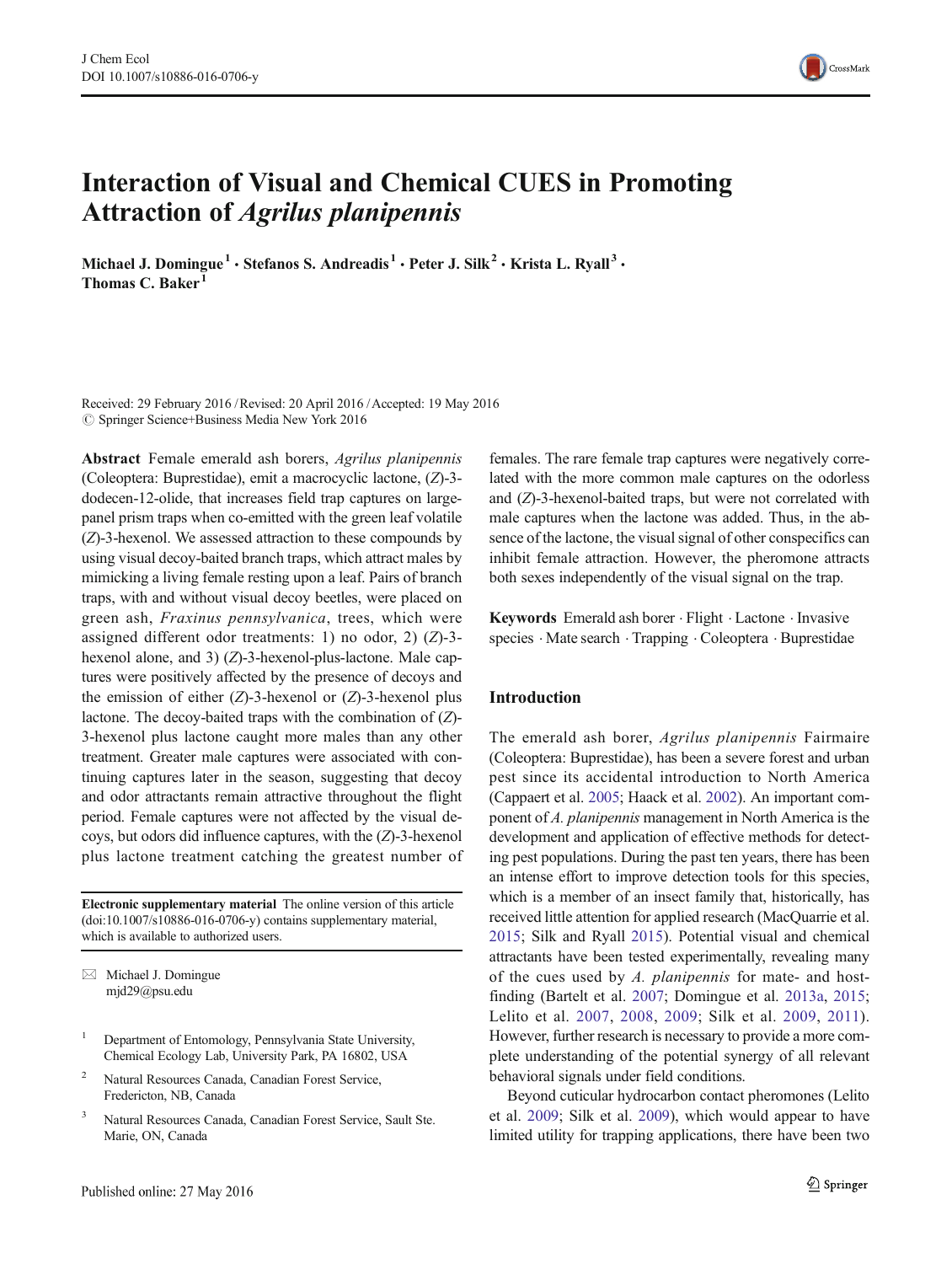# Interaction of Visual and Chemical CUES in Promoting Attraction of *Agrilus planipennis*

**Michael J. Domingue**[1] · **Stefanos S. Andreadis**[1] · **Peter J. Silk**[2] · **Krista L. Ryall**[3] · **Thomas C. Baker**[1]

Received: 29 February 2016 / Revised: 20 April 2016 / Accepted: 19 May 2016
© Springer Science+Business Media New York 2016

**Abstract** Female emerald ash borers, *Agrilus planipennis* (Coleoptera: Buprestidae), emit a macrocyclic lactone, (*Z*)-3-dodecen-12-olide, that increases field trap captures on large-panel prism traps when co-emitted with the green leaf volatile (*Z*)-3-hexenol. We assessed attraction to these compounds by using visual decoy-baited branch traps, which attract males by mimicking a living female resting upon a leaf. Pairs of branch traps, with and without visual decoy beetles, were placed on green ash, *Fraxinus pennsylvanica*, trees, which were assigned different odor treatments: 1) no odor, 2) (*Z*)-3-hexenol alone, and 3) (*Z*)-3-hexenol-plus-lactone. Male captures were positively affected by the presence of decoys and the emission of either (*Z*)-3-hexenol or (*Z*)-3-hexenol plus lactone. The decoy-baited traps with the combination of (*Z*)-3-hexenol plus lactone caught more males than any other treatment. Greater male captures were associated with continuing captures later in the season, suggesting that decoy and odor attractants remain attractive throughout the flight period. Female captures were not affected by the visual decoys, but odors did influence captures, with the (*Z*)-3-hexenol plus lactone treatment catching the greatest number of females. The rare female trap captures were negatively correlated with the more common male captures on the odorless and (*Z*)-3-hexenol-baited traps, but were not correlated with male captures when the lactone was added. Thus, in the absence of the lactone, the visual signal of other conspecifics can inhibit female attraction. However, the pheromone attracts both sexes independently of the visual signal on the trap.

**Keywords** Emerald ash borer · Flight · Lactone · Invasive species · Mate search · Trapping · Coleoptera · Buprestidae

**Electronic supplementary material** The online version of this article (doi:10.1007/s10886-016-0706-y) contains supplementary material, which is available to authorized users.

✉ Michael J. Domingue
mjd29@psu.edu

[1] Department of Entomology, Pennsylvania State University, Chemical Ecology Lab, University Park, PA 16802, USA

[2] Natural Resources Canada, Canadian Forest Service, Fredericton, NB, Canada

[3] Natural Resources Canada, Canadian Forest Service, Sault Ste. Marie, ON, Canada

## Introduction

The emerald ash borer, *Agrilus planipennis* Fairmaire (Coleoptera: Buprestidae), has been a severe forest and urban pest since its accidental introduction to North America (Cappaert et al. 2005; Haack et al. 2002). An important component of *A. planipennis* management in North America is the development and application of effective methods for detecting pest populations. During the past ten years, there has been an intense effort to improve detection tools for this species, which is a member of an insect family that, historically, has received little attention for applied research (MacQuarrie et al. 2015; Silk and Ryall 2015). Potential visual and chemical attractants have been tested experimentally, revealing many of the cues used by *A. planipennis* for mate- and host-finding (Bartelt et al. 2007; Domingue et al. 2013a, 2015; Lelito et al. 2007, 2008, 2009; Silk et al. 2009, 2011). However, further research is necessary to provide a more complete understanding of the potential synergy of all relevant behavioral signals under field conditions.

Beyond cuticular hydrocarbon contact pheromones (Lelito et al. 2009; Silk et al. 2009), which would appear to have limited utility for trapping applications, there have been two

Published online: 27 May 2016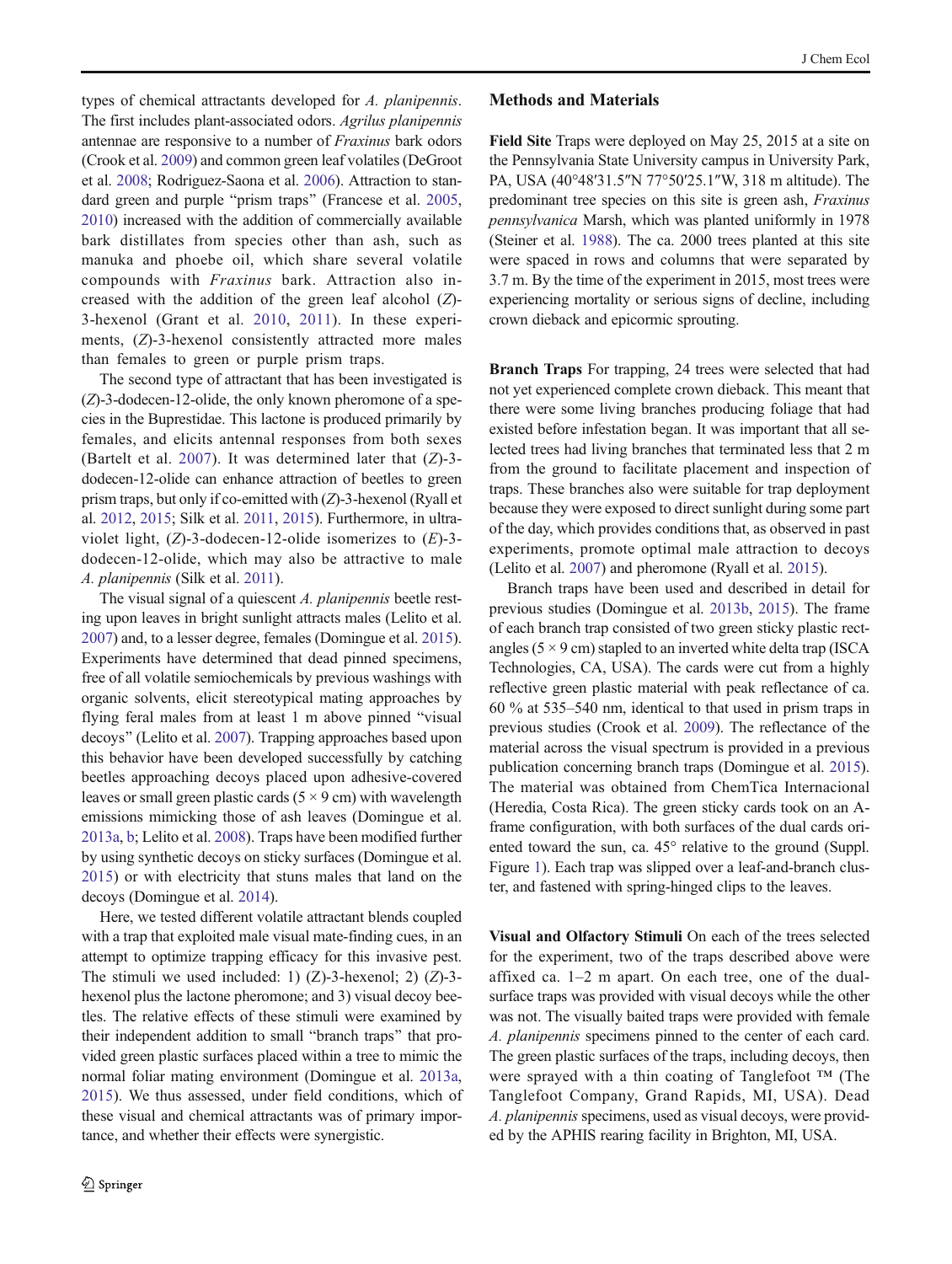types of chemical attractants developed for *A. planipennis*. The first includes plant-associated odors. *Agrilus planipennis* antennae are responsive to a number of *Fraxinus* bark odors (Crook et al. 2009) and common green leaf volatiles (DeGroot et al. 2008; Rodriguez-Saona et al. 2006). Attraction to standard green and purple "prism traps" (Francese et al. 2005, 2010) increased with the addition of commercially available bark distillates from species other than ash, such as manuka and phoebe oil, which share several volatile compounds with *Fraxinus* bark. Attraction also increased with the addition of the green leaf alcohol (*Z*)-3-hexenol (Grant et al. 2010, 2011). In these experiments, (*Z*)-3-hexenol consistently attracted more males than females to green or purple prism traps.

The second type of attractant that has been investigated is (*Z*)-3-dodecen-12-olide, the only known pheromone of a species in the Buprestidae. This lactone is produced primarily by females, and elicits antennal responses from both sexes (Bartelt et al. 2007). It was determined later that (*Z*)-3-dodecen-12-olide can enhance attraction of beetles to green prism traps, but only if co-emitted with (*Z*)-3-hexenol (Ryall et al. 2012, 2015; Silk et al. 2011, 2015). Furthermore, in ultraviolet light, (*Z*)-3-dodecen-12-olide isomerizes to (*E*)-3-dodecen-12-olide, which may also be attractive to male *A. planipennis* (Silk et al. 2011).

The visual signal of a quiescent *A. planipennis* beetle resting upon leaves in bright sunlight attracts males (Lelito et al. 2007) and, to a lesser degree, females (Domingue et al. 2015). Experiments have determined that dead pinned specimens, free of all volatile semiochemicals by previous washings with organic solvents, elicit stereotypical mating approaches by flying feral males from at least 1 m above pinned "visual decoys" (Lelito et al. 2007). Trapping approaches based upon this behavior have been developed successfully by catching beetles approaching decoys placed upon adhesive-covered leaves or small green plastic cards (5 × 9 cm) with wavelength emissions mimicking those of ash leaves (Domingue et al. 2013a, b; Lelito et al. 2008). Traps have been modified further by using synthetic decoys on sticky surfaces (Domingue et al. 2015) or with electricity that stuns males that land on the decoys (Domingue et al. 2014).

Here, we tested different volatile attractant blends coupled with a trap that exploited male visual mate-finding cues, in an attempt to optimize trapping efficacy for this invasive pest. The stimuli we used included: 1) (Z)-3-hexenol; 2) (*Z*)-3-hexenol plus the lactone pheromone; and 3) visual decoy beetles. The relative effects of these stimuli were examined by their independent addition to small "branch traps" that provided green plastic surfaces placed within a tree to mimic the normal foliar mating environment (Domingue et al. 2013a, 2015). We thus assessed, under field conditions, which of these visual and chemical attractants was of primary importance, and whether their effects were synergistic.

## Methods and Materials

**Field Site** Traps were deployed on May 25, 2015 at a site on the Pennsylvania State University campus in University Park, PA, USA (40°48′31.5″N 77°50′25.1″W, 318 m altitude). The predominant tree species on this site is green ash, *Fraxinus pennsylvanica* Marsh, which was planted uniformly in 1978 (Steiner et al. 1988). The ca. 2000 trees planted at this site were spaced in rows and columns that were separated by 3.7 m. By the time of the experiment in 2015, most trees were experiencing mortality or serious signs of decline, including crown dieback and epicormic sprouting.

**Branch Traps** For trapping, 24 trees were selected that had not yet experienced complete crown dieback. This meant that there were some living branches producing foliage that had existed before infestation began. It was important that all selected trees had living branches that terminated less that 2 m from the ground to facilitate placement and inspection of traps. These branches also were suitable for trap deployment because they were exposed to direct sunlight during some part of the day, which provides conditions that, as observed in past experiments, promote optimal male attraction to decoys (Lelito et al. 2007) and pheromone (Ryall et al. 2015).

Branch traps have been used and described in detail for previous studies (Domingue et al. 2013b, 2015). The frame of each branch trap consisted of two green sticky plastic rectangles (5 × 9 cm) stapled to an inverted white delta trap (ISCA Technologies, CA, USA). The cards were cut from a highly reflective green plastic material with peak reflectance of ca. 60 % at 535–540 nm, identical to that used in prism traps in previous studies (Crook et al. 2009). The reflectance of the material across the visual spectrum is provided in a previous publication concerning branch traps (Domingue et al. 2015). The material was obtained from ChemTica Internacional (Heredia, Costa Rica). The green sticky cards took on an A-frame configuration, with both surfaces of the dual cards oriented toward the sun, ca. 45° relative to the ground (Suppl. Figure 1). Each trap was slipped over a leaf-and-branch cluster, and fastened with spring-hinged clips to the leaves.

**Visual and Olfactory Stimuli** On each of the trees selected for the experiment, two of the traps described above were affixed ca. 1–2 m apart. On each tree, one of the dual-surface traps was provided with visual decoys while the other was not. The visually baited traps were provided with female *A. planipennis* specimens pinned to the center of each card. The green plastic surfaces of the traps, including decoys, then were sprayed with a thin coating of Tanglefoot ™ (The Tanglefoot Company, Grand Rapids, MI, USA). Dead *A. planipennis* specimens, used as visual decoys, were provided by the APHIS rearing facility in Brighton, MI, USA.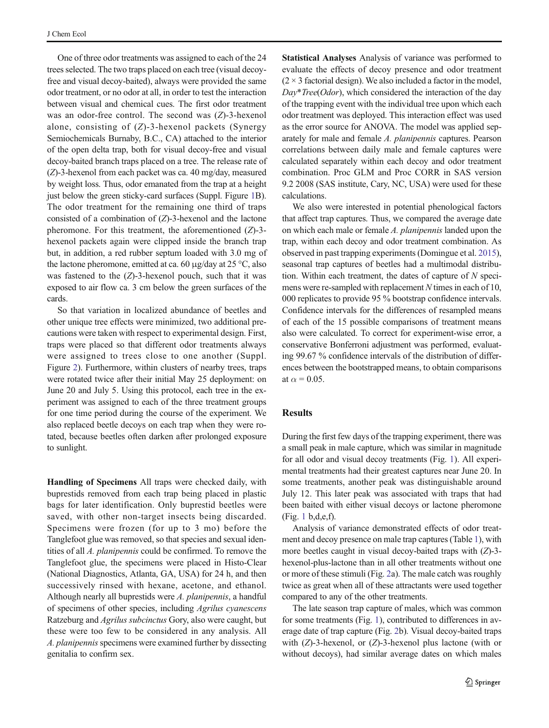One of three odor treatments was assigned to each of the 24 trees selected. The two traps placed on each tree (visual decoy-free and visual decoy-baited), always were provided the same odor treatment, or no odor at all, in order to test the interaction between visual and chemical cues. The first odor treatment was an odor-free control. The second was (*Z*)-3-hexenol alone, consisting of (*Z*)-3-hexenol packets (Synergy Semiochemicals Burnaby, B.C., CA) attached to the interior of the open delta trap, both for visual decoy-free and visual decoy-baited branch traps placed on a tree. The release rate of (*Z*)-3-hexenol from each packet was ca. 40 mg/day, measured by weight loss. Thus, odor emanated from the trap at a height just below the green sticky-card surfaces (Suppl. Figure 1B). The odor treatment for the remaining one third of traps consisted of a combination of (*Z*)-3-hexenol and the lactone pheromone. For this treatment, the aforementioned (*Z*)-3-hexenol packets again were clipped inside the branch trap but, in addition, a red rubber septum loaded with 3.0 mg of the lactone pheromone, emitted at ca. 60 μg/day at 25 °C, also was fastened to the (*Z*)-3-hexenol pouch, such that it was exposed to air flow ca. 3 cm below the green surfaces of the cards.

So that variation in localized abundance of beetles and other unique tree effects were minimized, two additional precautions were taken with respect to experimental design. First, traps were placed so that different odor treatments always were assigned to trees close to one another (Suppl. Figure 2). Furthermore, within clusters of nearby trees, traps were rotated twice after their initial May 25 deployment: on June 20 and July 5. Using this protocol, each tree in the experiment was assigned to each of the three treatment groups for one time period during the course of the experiment. We also replaced beetle decoys on each trap when they were rotated, because beetles often darken after prolonged exposure to sunlight.

**Handling of Specimens** All traps were checked daily, with buprestids removed from each trap being placed in plastic bags for later identification. Only buprestid beetles were saved, with other non-target insects being discarded. Specimens were frozen (for up to 3 mo) before the Tanglefoot glue was removed, so that species and sexual identities of all *A. planipennis* could be confirmed. To remove the Tanglefoot glue, the specimens were placed in Histo-Clear (National Diagnostics, Atlanta, GA, USA) for 24 h, and then successively rinsed with hexane, acetone, and ethanol. Although nearly all buprestids were *A. planipennis*, a handful of specimens of other species, including *Agrilus cyanescens* Ratzeburg and *Agrilus subcinctus* Gory, also were caught, but these were too few to be considered in any analysis. All *A. planipennis* specimens were examined further by dissecting genitalia to confirm sex.

**Statistical Analyses** Analysis of variance was performed to evaluate the effects of decoy presence and odor treatment (2 × 3 factorial design). We also included a factor in the model, *Day*\**Tree*(*Odor*), which considered the interaction of the day of the trapping event with the individual tree upon which each odor treatment was deployed. This interaction effect was used as the error source for ANOVA. The model was applied separately for male and female *A. planipennis* captures. Pearson correlations between daily male and female captures were calculated separately within each decoy and odor treatment combination. Proc GLM and Proc CORR in SAS version 9.2 2008 (SAS institute, Cary, NC, USA) were used for these calculations.

We also were interested in potential phenological factors that affect trap captures. Thus, we compared the average date on which each male or female *A. planipennis* landed upon the trap, within each decoy and odor treatment combination. As observed in past trapping experiments (Domingue et al. 2015), seasonal trap captures of beetles had a multimodal distribution. Within each treatment, the dates of capture of *N* specimens were re-sampled with replacement *N* times in each of 10, 000 replicates to provide 95 % bootstrap confidence intervals. Confidence intervals for the differences of resampled means of each of the 15 possible comparisons of treatment means also were calculated. To correct for experiment-wise error, a conservative Bonferroni adjustment was performed, evaluating 99.67 % confidence intervals of the distribution of differences between the bootstrapped means, to obtain comparisons at $\alpha = 0.05$.

## Results

During the first few days of the trapping experiment, there was a small peak in male capture, which was similar in magnitude for all odor and visual decoy treatments (Fig. 1). All experimental treatments had their greatest captures near June 20. In some treatments, another peak was distinguishable around July 12. This later peak was associated with traps that had been baited with either visual decoys or lactone pheromone (Fig. 1 b,d,e,f).

Analysis of variance demonstrated effects of odor treatment and decoy presence on male trap captures (Table 1), with more beetles caught in visual decoy-baited traps with (*Z*)-3-hexenol-plus-lactone than in all other treatments without one or more of these stimuli (Fig. 2a). The male catch was roughly twice as great when all of these attractants were used together compared to any of the other treatments.

The late season trap capture of males, which was common for some treatments (Fig. 1), contributed to differences in average date of trap capture (Fig. 2b). Visual decoy-baited traps with (*Z*)-3-hexenol, or (*Z*)-3-hexenol plus lactone (with or without decoys), had similar average dates on which males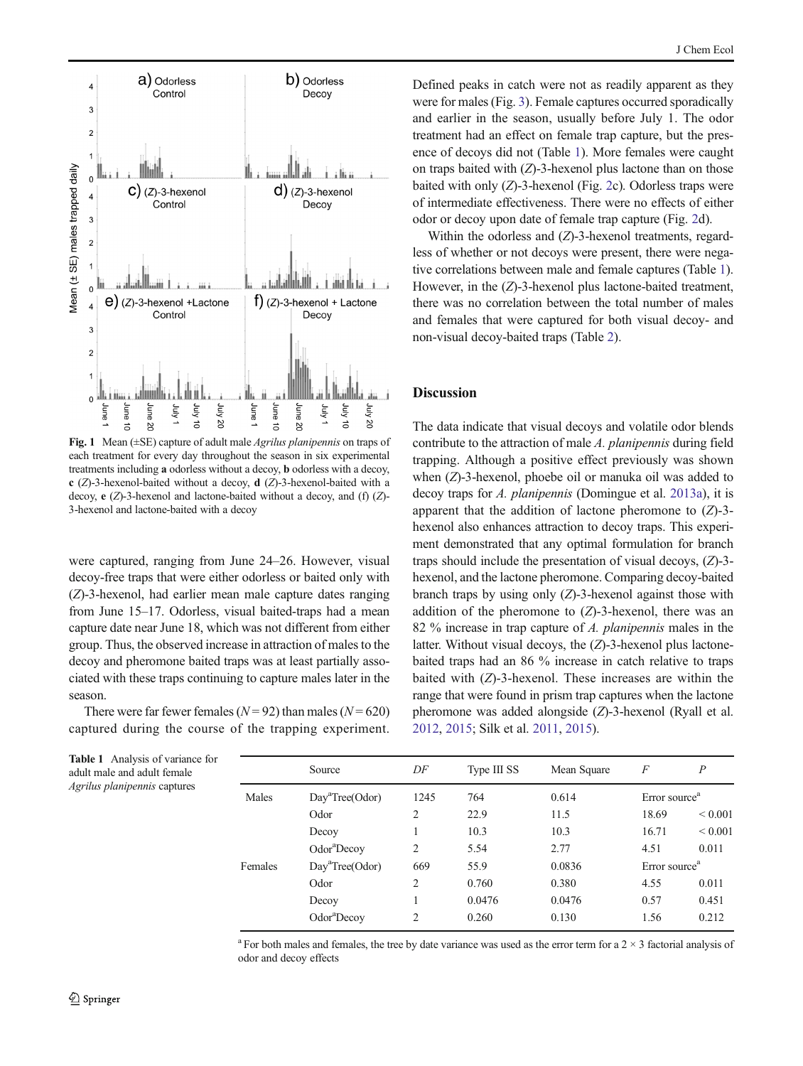Fig. 1 Mean (±SE) capture of adult male *Agrilus planipennis* on traps of each treatment for every day throughout the season in six experimental treatments including **a** odorless without a decoy, **b** odorless with a decoy, **c** (*Z*)-3-hexenol-baited without a decoy, **d** (*Z*)-3-hexenol-baited with a decoy, **e** (*Z*)-3-hexenol and lactone-baited without a decoy, and (f) (*Z*)-3-hexenol and lactone-baited with a decoy

were captured, ranging from June 24–26. However, visual decoy-free traps that were either odorless or baited only with (*Z*)-3-hexenol, had earlier mean male capture dates ranging from June 15–17. Odorless, visual baited-traps had a mean capture date near June 18, which was not different from either group. Thus, the observed increase in attraction of males to the decoy and pheromone baited traps was at least partially associated with these traps continuing to capture males later in the season.

There were far fewer females ($N = 92$) than males ($N = 620$) captured during the course of the trapping experiment. Defined peaks in catch were not as readily apparent as they were for males (Fig. 3). Female captures occurred sporadically and earlier in the season, usually before July 1. The odor treatment had an effect on female trap capture, but the presence of decoys did not (Table 1). More females were caught on traps baited with (*Z*)-3-hexenol plus lactone than on those baited with only (*Z*)-3-hexenol (Fig. 2c). Odorless traps were of intermediate effectiveness. There were no effects of either odor or decoy upon date of female trap capture (Fig. 2d).

Within the odorless and (*Z*)-3-hexenol treatments, regardless of whether or not decoys were present, there were negative correlations between male and female captures (Table 1). However, in the (*Z*)-3-hexenol plus lactone-baited treatment, there was no correlation between the total number of males and females that were captured for both visual decoy- and non-visual decoy-baited traps (Table 2).

## Discussion

The data indicate that visual decoys and volatile odor blends contribute to the attraction of male *A. planipennis* during field trapping. Although a positive effect previously was shown when (*Z*)-3-hexenol, phoebe oil or manuka oil was added to decoy traps for *A. planipennis* (Domingue et al. 2013a), it is apparent that the addition of lactone pheromone to (*Z*)-3-hexenol also enhances attraction to decoy traps. This experiment demonstrated that any optimal formulation for branch traps should include the presentation of visual decoys, (*Z*)-3-hexenol, and the lactone pheromone. Comparing decoy-baited branch traps by using only (*Z*)-3-hexenol against those with addition of the pheromone to (*Z*)-3-hexenol, there was an 82 % increase in trap capture of *A. planipennis* males in the latter. Without visual decoys, the (*Z*)-3-hexenol plus lactone-baited traps had an 86 % increase in catch relative to traps baited with (*Z*)-3-hexenol. These increases are within the range that were found in prism trap captures when the lactone pheromone was added alongside (*Z*)-3-hexenol (Ryall et al. 2012, 2015; Silk et al. 2011, 2015).

Table 1 Analysis of variance for adult male and adult female *Agrilus planipennis* captures

| | Source | DF | Type III SS | Mean Square | F | P |
|---|---|---|---|---|---|---|
| Males | Day[a]Tree(Odor) | 1245 | 764 | 0.614 | Error source[a] | |
| | Odor | 2 | 22.9 | 11.5 | 18.69 | < 0.001 |
| | Decoy | 1 | 10.3 | 10.3 | 16.71 | < 0.001 |
| | Odor[a]Decoy | 2 | 5.54 | 2.77 | 4.51 | 0.011 |
| Females | Day[a]Tree(Odor) | 669 | 55.9 | 0.0836 | Error source[a] | |
| | Odor | 2 | 0.760 | 0.380 | 4.55 | 0.011 |
| | Decoy | 1 | 0.0476 | 0.0476 | 0.57 | 0.451 |
| | Odor[a]Decoy | 2 | 0.260 | 0.130 | 1.56 | 0.212 |

[a] For both males and females, the tree by date variance was used as the error term for a 2 × 3 factorial analysis of odor and decoy effects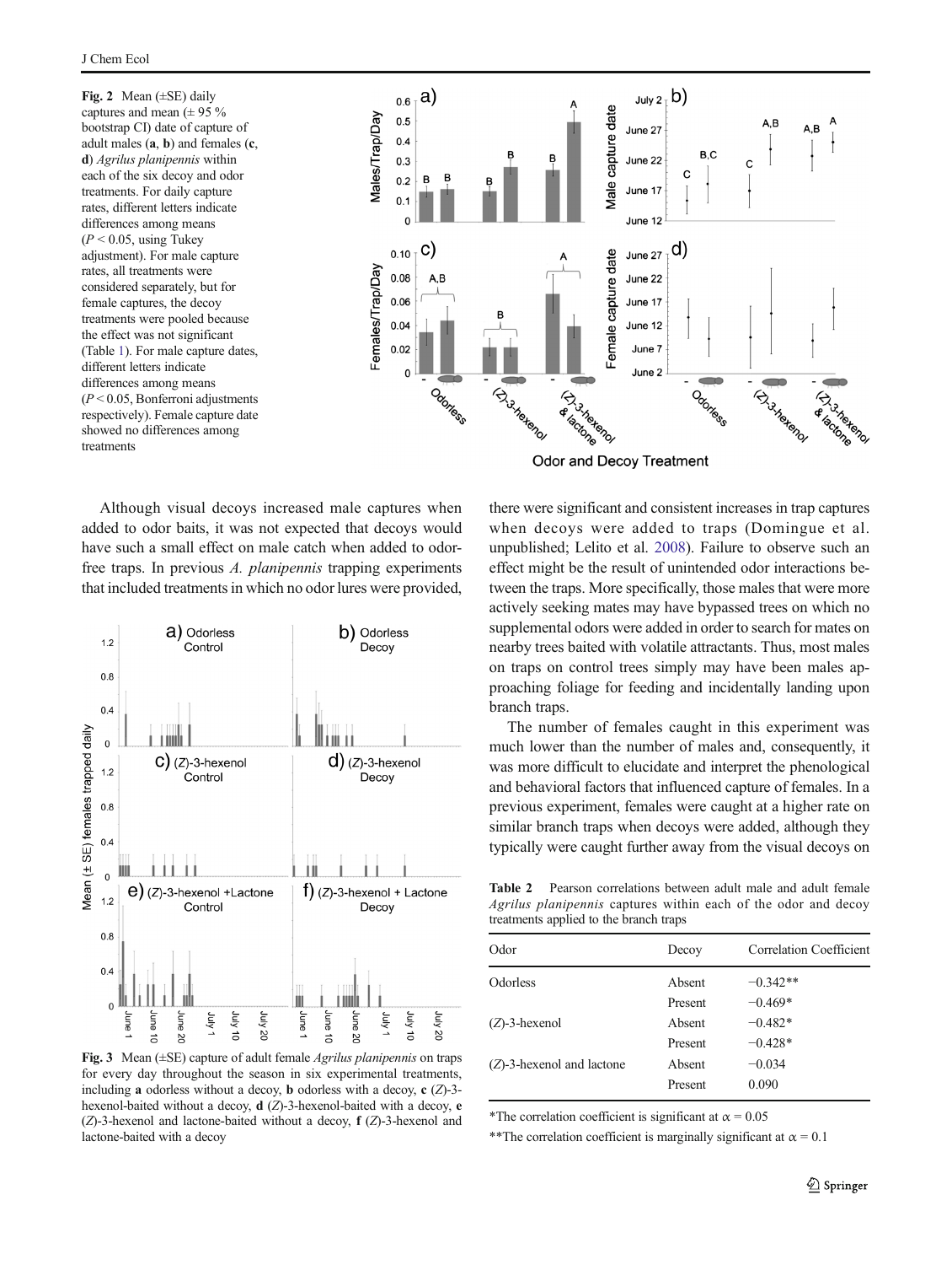**Fig. 2** Mean (±SE) daily captures and mean (± 95 % bootstrap CI) date of capture of adult males (**a**, **b**) and females (**c**, **d**) *Agrilus planipennis* within each of the six decoy and odor treatments. For daily capture rates, different letters indicate differences among means ($P < 0.05$, using Tukey adjustment). For male capture rates, all treatments were considered separately, but for female captures, the decoy treatments were pooled because the effect was not significant (Table 1). For male capture dates, different letters indicate differences among means ($P < 0.05$, Bonferroni adjustments respectively). Female capture date showed no differences among treatments

Although visual decoys increased male captures when added to odor baits, it was not expected that decoys would have such a small effect on male catch when added to odor-free traps. In previous *A. planipennis* trapping experiments that included treatments in which no odor lures were provided, there were significant and consistent increases in trap captures when decoys were added to traps (Domingue et al. unpublished; Lelito et al. 2008). Failure to observe such an effect might be the result of unintended odor interactions between the traps. More specifically, those males that were more actively seeking mates may have bypassed trees on which no supplemental odors were added in order to search for mates on nearby trees baited with volatile attractants. Thus, most males on traps on control trees simply may have been males approaching foliage for feeding and incidentally landing upon branch traps.

**Fig. 3** Mean (±SE) capture of adult female *Agrilus planipennis* on traps for every day throughout the season in six experimental treatments, including **a** odorless without a decoy, **b** odorless with a decoy, **c** (*Z*)-3-hexenol-baited without a decoy, **d** (*Z*)-3-hexenol-baited with a decoy, **e** (*Z*)-3-hexenol and lactone-baited without a decoy, **f** (*Z*)-3-hexenol and lactone-baited with a decoy

The number of females caught in this experiment was much lower than the number of males and, consequently, it was more difficult to elucidate and interpret the phenological and behavioral factors that influenced capture of females. In a previous experiment, females were caught at a higher rate on similar branch traps when decoys were added, although they typically were caught further away from the visual decoys on

**Table 2** Pearson correlations between adult male and adult female *Agrilus planipennis* captures within each of the odor and decoy treatments applied to the branch traps

| Odor | Decoy | Correlation Coefficient |
|---|---|---|
| Odorless | Absent | −0.342** |
| | Present | −0.469* |
| (*Z*)-3-hexenol | Absent | −0.482* |
| | Present | −0.428* |
| (*Z*)-3-hexenol and lactone | Absent | −0.034 |
| | Present | 0.090 |

*The correlation coefficient is significant at $\alpha = 0.05$

**The correlation coefficient is marginally significant at $\alpha = 0.1$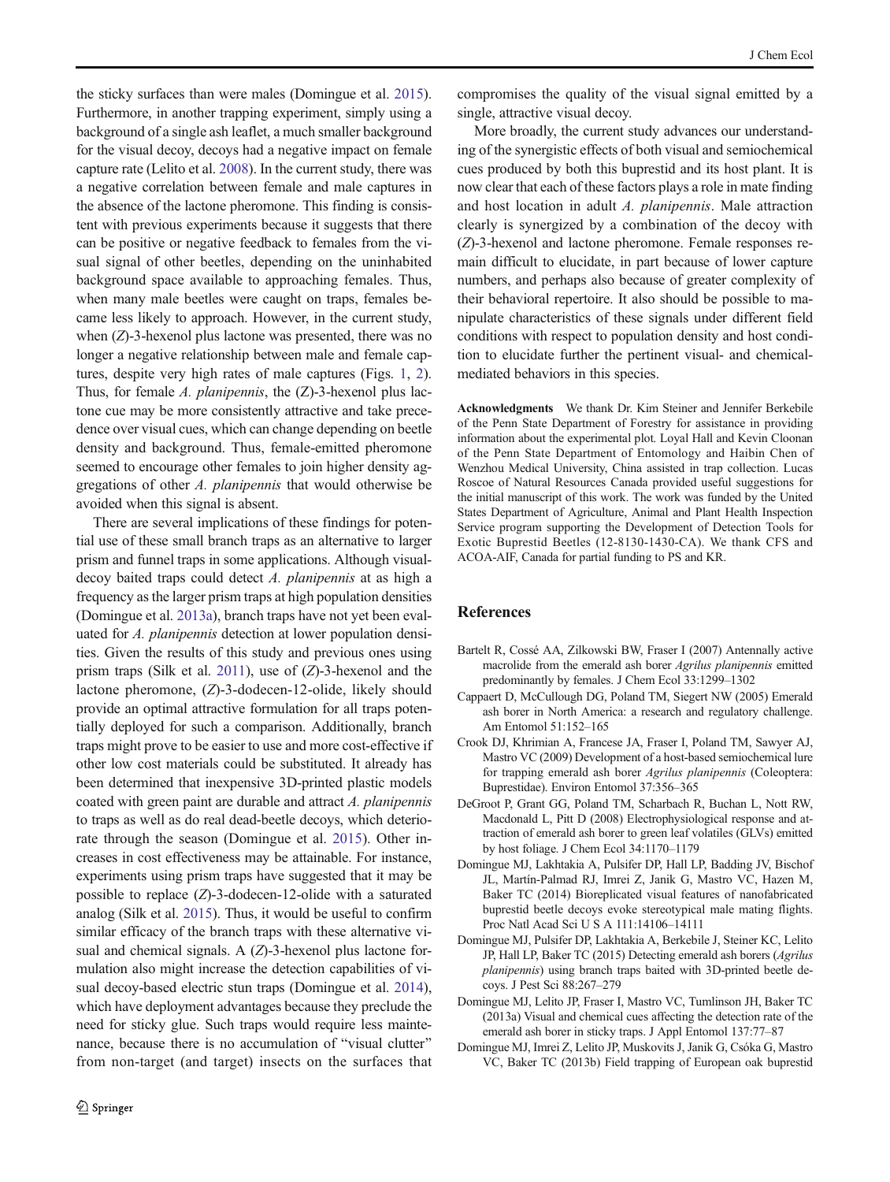the sticky surfaces than were males (Domingue et al. 2015). Furthermore, in another trapping experiment, simply using a background of a single ash leaflet, a much smaller background for the visual decoy, decoys had a negative impact on female capture rate (Lelito et al. 2008). In the current study, there was a negative correlation between female and male captures in the absence of the lactone pheromone. This finding is consistent with previous experiments because it suggests that there can be positive or negative feedback to females from the visual signal of other beetles, depending on the uninhabited background space available to approaching females. Thus, when many male beetles were caught on traps, females became less likely to approach. However, in the current study, when (*Z*)-3-hexenol plus lactone was presented, there was no longer a negative relationship between male and female captures, despite very high rates of male captures (Figs. 1, 2). Thus, for female *A. planipennis*, the (Z)-3-hexenol plus lactone cue may be more consistently attractive and take precedence over visual cues, which can change depending on beetle density and background. Thus, female-emitted pheromone seemed to encourage other females to join higher density aggregations of other *A. planipennis* that would otherwise be avoided when this signal is absent.

There are several implications of these findings for potential use of these small branch traps as an alternative to larger prism and funnel traps in some applications. Although visual-decoy baited traps could detect *A. planipennis* at as high a frequency as the larger prism traps at high population densities (Domingue et al. 2013a), branch traps have not yet been evaluated for *A. planipennis* detection at lower population densities. Given the results of this study and previous ones using prism traps (Silk et al. 2011), use of (*Z*)-3-hexenol and the lactone pheromone, (*Z*)-3-dodecen-12-olide, likely should provide an optimal attractive formulation for all traps potentially deployed for such a comparison. Additionally, branch traps might prove to be easier to use and more cost-effective if other low cost materials could be substituted. It already has been determined that inexpensive 3D-printed plastic models coated with green paint are durable and attract *A. planipennis* to traps as well as do real dead-beetle decoys, which deteriorate through the season (Domingue et al. 2015). Other increases in cost effectiveness may be attainable. For instance, experiments using prism traps have suggested that it may be possible to replace (*Z*)-3-dodecen-12-olide with a saturated analog (Silk et al. 2015). Thus, it would be useful to confirm similar efficacy of the branch traps with these alternative visual and chemical signals. A (*Z*)-3-hexenol plus lactone formulation also might increase the detection capabilities of visual decoy-based electric stun traps (Domingue et al. 2014), which have deployment advantages because they preclude the need for sticky glue. Such traps would require less maintenance, because there is no accumulation of "visual clutter" from non-target (and target) insects on the surfaces that compromises the quality of the visual signal emitted by a single, attractive visual decoy.

More broadly, the current study advances our understanding of the synergistic effects of both visual and semiochemical cues produced by both this buprestid and its host plant. It is now clear that each of these factors plays a role in mate finding and host location in adult *A. planipennis*. Male attraction clearly is synergized by a combination of the decoy with (*Z*)-3-hexenol and lactone pheromone. Female responses remain difficult to elucidate, in part because of lower capture numbers, and perhaps also because of greater complexity of their behavioral repertoire. It also should be possible to manipulate characteristics of these signals under different field conditions with respect to population density and host condition to elucidate further the pertinent visual- and chemical-mediated behaviors in this species.

**Acknowledgments** We thank Dr. Kim Steiner and Jennifer Berkebile of the Penn State Department of Forestry for assistance in providing information about the experimental plot. Loyal Hall and Kevin Cloonan of the Penn State Department of Entomology and Haibin Chen of Wenzhou Medical University, China assisted in trap collection. Lucas Roscoe of Natural Resources Canada provided useful suggestions for the initial manuscript of this work. The work was funded by the United States Department of Agriculture, Animal and Plant Health Inspection Service program supporting the Development of Detection Tools for Exotic Buprestid Beetles (12-8130-1430-CA). We thank CFS and ACOA-AIF, Canada for partial funding to PS and KR.

## References

Bartelt R, Cossé AA, Zilkowski BW, Fraser I (2007) Antennally active macrolide from the emerald ash borer *Agrilus planipennis* emitted predominantly by females. J Chem Ecol 33:1299–1302

Cappaert D, McCullough DG, Poland TM, Siegert NW (2005) Emerald ash borer in North America: a research and regulatory challenge. Am Entomol 51:152–165

Crook DJ, Khrimian A, Francese JA, Fraser I, Poland TM, Sawyer AJ, Mastro VC (2009) Development of a host-based semiochemical lure for trapping emerald ash borer *Agrilus planipennis* (Coleoptera: Buprestidae). Environ Entomol 37:356–365

DeGroot P, Grant GG, Poland TM, Scharbach R, Buchan L, Nott RW, Macdonald L, Pitt D (2008) Electrophysiological response and attraction of emerald ash borer to green leaf volatiles (GLVs) emitted by host foliage. J Chem Ecol 34:1170–1179

Domingue MJ, Lakhtakia A, Pulsifer DP, Hall LP, Badding JV, Bischof JL, Martín-Palmad RJ, Imrei Z, Janik G, Mastro VC, Hazen M, Baker TC (2014) Bioreplicated visual features of nanofabricated buprestid beetle decoys evoke stereotypical male mating flights. Proc Natl Acad Sci U S A 111:14106–14111

Domingue MJ, Pulsifer DP, Lakhtakia A, Berkebile J, Steiner KC, Lelito JP, Hall LP, Baker TC (2015) Detecting emerald ash borers (*Agrilus planipennis*) using branch traps baited with 3D-printed beetle decoys. J Pest Sci 88:267–279

Domingue MJ, Lelito JP, Fraser I, Mastro VC, Tumlinson JH, Baker TC (2013a) Visual and chemical cues affecting the detection rate of the emerald ash borer in sticky traps. J Appl Entomol 137:77–87

Domingue MJ, Imrei Z, Lelito JP, Muskovits J, Janik G, Csóka G, Mastro VC, Baker TC (2013b) Field trapping of European oak buprestid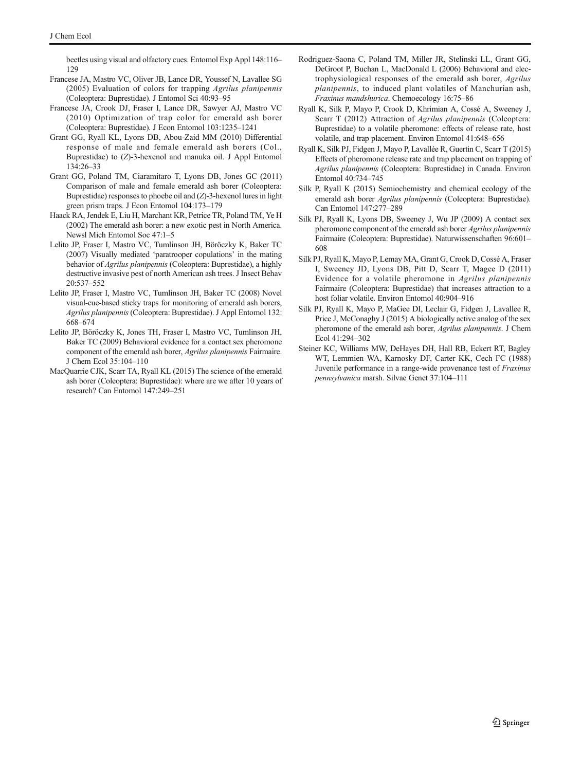beetles using visual and olfactory cues. Entomol Exp Appl 148:116–129

Francese JA, Mastro VC, Oliver JB, Lance DR, Youssef N, Lavallee SG (2005) Evaluation of colors for trapping *Agrilus planipennis* (Coleoptera: Buprestidae). J Entomol Sci 40:93–95

Francese JA, Crook DJ, Fraser I, Lance DR, Sawyer AJ, Mastro VC (2010) Optimization of trap color for emerald ash borer (Coleoptera: Buprestidae). J Econ Entomol 103:1235–1241

Grant GG, Ryall KL, Lyons DB, Abou-Zaid MM (2010) Differential response of male and female emerald ash borers (Col., Buprestidae) to (*Z*)-3-hexenol and manuka oil. J Appl Entomol 134:26–33

Grant GG, Poland TM, Ciaramitaro T, Lyons DB, Jones GC (2011) Comparison of male and female emerald ash borer (Coleoptera: Buprestidae) responses to phoebe oil and (*Z*)-3-hexenol lures in light green prism traps. J Econ Entomol 104:173–179

Haack RA, Jendek E, Liu H, Marchant KR, Petrice TR, Poland TM, Ye H (2002) The emerald ash borer: a new exotic pest in North America. Newsl Mich Entomol Soc 47:1–5

Lelito JP, Fraser I, Mastro VC, Tumlinson JH, Böröczky K, Baker TC (2007) Visually mediated 'paratrooper copulations' in the mating behavior of *Agrilus planipennis* (Coleoptera: Buprestidae), a highly destructive invasive pest of north American ash trees. J Insect Behav 20:537–552

Lelito JP, Fraser I, Mastro VC, Tumlinson JH, Baker TC (2008) Novel visual-cue-based sticky traps for monitoring of emerald ash borers, *Agrilus planipennis* (Coleoptera: Buprestidae). J Appl Entomol 132: 668–674

Lelito JP, Böröczky K, Jones TH, Fraser I, Mastro VC, Tumlinson JH, Baker TC (2009) Behavioral evidence for a contact sex pheromone component of the emerald ash borer, *Agrilus planipennis* Fairmaire. J Chem Ecol 35:104–110

MacQuarrie CJK, Scarr TA, Ryall KL (2015) The science of the emerald ash borer (Coleoptera: Buprestidae): where are we after 10 years of research? Can Entomol 147:249–251

Rodriguez-Saona C, Poland TM, Miller JR, Stelinski LL, Grant GG, DeGroot P, Buchan L, MacDonald L (2006) Behavioral and electrophysiological responses of the emerald ash borer, *Agrilus planipennis*, to induced plant volatiles of Manchurian ash, *Fraxinus mandshurica*. Chemoecology 16:75–86

Ryall K, Silk P, Mayo P, Crook D, Khrimian A, Cossé A, Sweeney J, Scarr T (2012) Attraction of *Agrilus planipennis* (Coleoptera: Buprestidae) to a volatile pheromone: effects of release rate, host volatile, and trap placement. Environ Entomol 41:648–656

Ryall K, Silk PJ, Fidgen J, Mayo P, Lavallée R, Guertin C, Scarr T (2015) Effects of pheromone release rate and trap placement on trapping of *Agrilus planipennis* (Coleoptera: Buprestidae) in Canada. Environ Entomol 40:734–745

Silk P, Ryall K (2015) Semiochemistry and chemical ecology of the emerald ash borer *Agrilus planipennis* (Coleoptera: Buprestidae). Can Entomol 147:277–289

Silk PJ, Ryall K, Lyons DB, Sweeney J, Wu JP (2009) A contact sex pheromone component of the emerald ash borer *Agrilus planipennis* Fairmaire (Coleoptera: Buprestidae). Naturwissenschaften 96:601–608

Silk PJ, Ryall K, Mayo P, Lemay MA, Grant G, Crook D, Cossé A, Fraser I, Sweeney JD, Lyons DB, Pitt D, Scarr T, Magee D (2011) Evidence for a volatile pheromone in *Agrilus planipennis* Fairmaire (Coleoptera: Buprestidae) that increases attraction to a host foliar volatile. Environ Entomol 40:904–916

Silk PJ, Ryall K, Mayo P, MaGee DI, Leclair G, Fidgen J, Lavallee R, Price J, McConaghy J (2015) A biologically active analog of the sex pheromone of the emerald ash borer, *Agrilus planipennis*. J Chem Ecol 41:294–302

Steiner KC, Williams MW, DeHayes DH, Hall RB, Eckert RT, Bagley WT, Lemmien WA, Karnosky DF, Carter KK, Cech FC (1988) Juvenile performance in a range-wide provenance test of *Fraxinus pennsylvanica* marsh. Silvae Genet 37:104–111